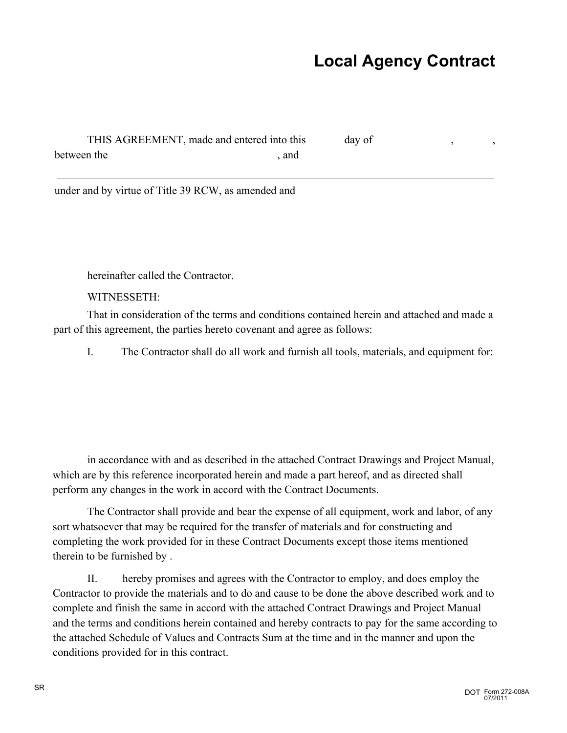# Local Agency Contract

THIS AGREEMENT, made and entered into this day of , ,
between the , and

---

under and by virtue of Title 39 RCW, as amended and

hereinafter called the Contractor.

WITNESSETH:

That in consideration of the terms and conditions contained herein and attached and made a part of this agreement, the parties hereto covenant and agree as follows:

I. The Contractor shall do all work and furnish all tools, materials, and equipment for:

in accordance with and as described in the attached Contract Drawings and Project Manual, which are by this reference incorporated herein and made a part hereof, and as directed shall perform any changes in the work in accord with the Contract Documents.

The Contractor shall provide and bear the expense of all equipment, work and labor, of any sort whatsoever that may be required for the transfer of materials and for constructing and completing the work provided for in these Contract Documents except those items mentioned therein to be furnished by .

II. hereby promises and agrees with the Contractor to employ, and does employ the Contractor to provide the materials and to do and cause to be done the above described work and to complete and finish the same in accord with the attached Contract Drawings and Project Manual and the terms and conditions herein contained and hereby contracts to pay for the same according to the attached Schedule of Values and Contracts Sum at the time and in the manner and upon the conditions provided for in this contract.

SR

DOT Form 272-008A
07/2011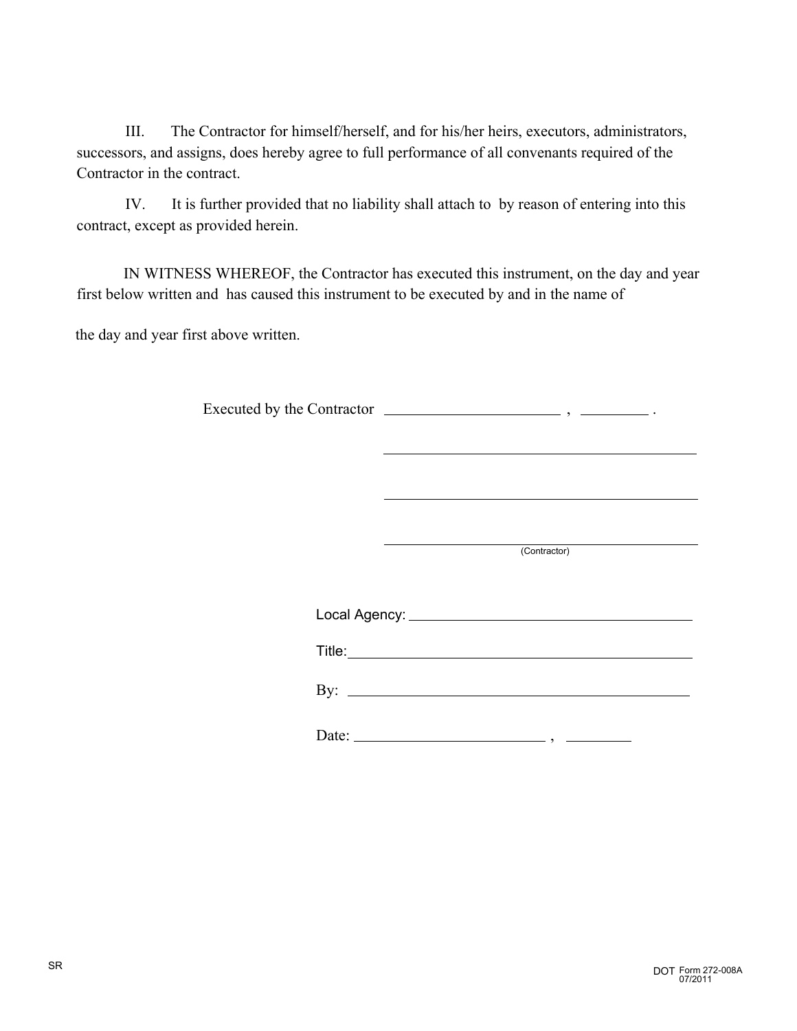III. The Contractor for himself/herself, and for his/her heirs, executors, administrators, successors, and assigns, does hereby agree to full performance of all convenants required of the Contractor in the contract.

IV. It is further provided that no liability shall attach to by reason of entering into this contract, except as provided herein.

IN WITNESS WHEREOF, the Contractor has executed this instrument, on the day and year first below written and has caused this instrument to be executed by and in the name of

the day and year first above written.

Executed by the Contractor ______________________ , ________ .

______________________________________

______________________________________

______________________________________
(Contractor)

Local Agency: ______________________________________

Title: ______________________________________

By: ______________________________________

Date: ______________________ , ________

SR

DOT Form 272-008A
07/2011